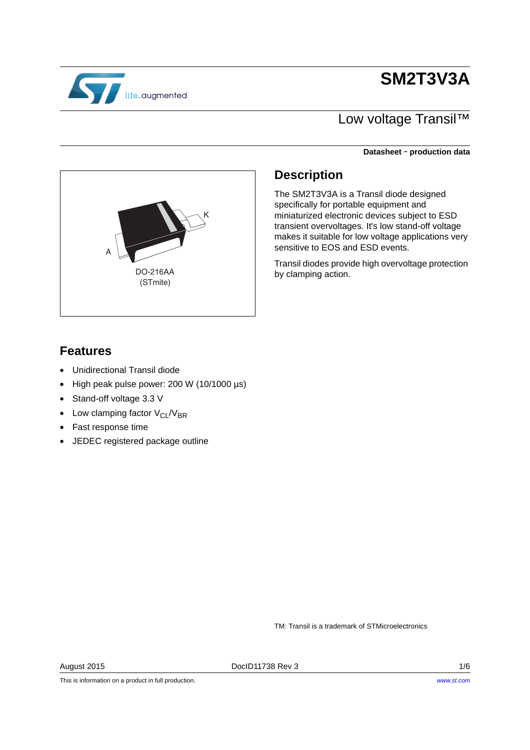# SM2T3V3A

## Low voltage Transil™

**Datasheet - production data**

A

K

DO-216AA
(STmite)

## Description

The SM2T3V3A is a Transil diode designed specifically for portable equipment and miniaturized electronic devices subject to ESD transient overvoltages. It's low stand-off voltage makes it suitable for low voltage applications very sensitive to EOS and ESD events.

Transil diodes provide high overvoltage protection by clamping action.

## Features

- Unidirectional Transil diode
- High peak pulse power: 200 W (10/1000 µs)
- Stand-off voltage 3.3 V
- Low clamping factor $V_{CL}/V_{BR}$
- Fast response time
- JEDEC registered package outline

TM: Transil is a trademark of STMicroelectronics

August 2015 DocID11738 Rev 3

This is information on a product in full production.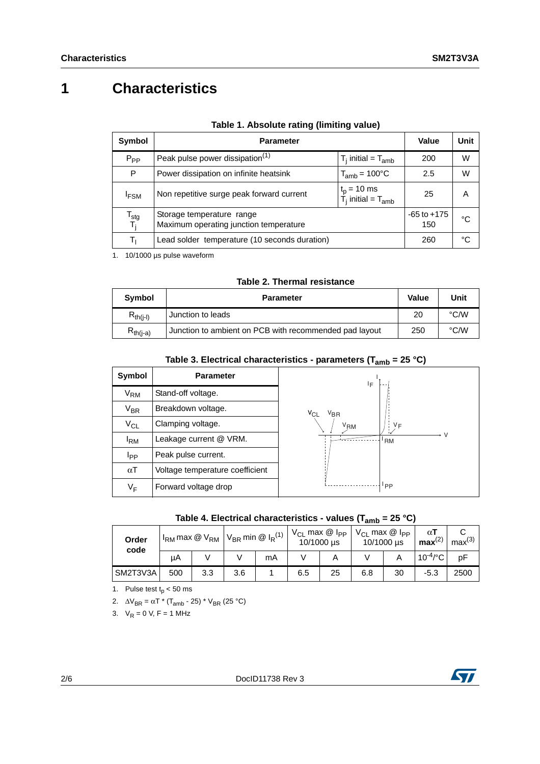# 1 Characteristics

**Table 1. Absolute rating (limiting value)**

| Symbol | Parameter | | Value | Unit |
|---|---|---|---|---|
| $P_{PP}$ | Peak pulse power dissipation[1] | $T_j$ initial = $T_{amb}$ | 200 | W |
| P | Power dissipation on infinite heatsink | $T_{amb}$ = 100°C | 2.5 | W |
| $I_{FSM}$ | Non repetitive surge peak forward current | $t_p$ = 10 ms<br>$T_j$ initial = $T_{amb}$ | 25 | A |
| $T_{stg}$<br>$T_j$ | Storage temperature range<br>Maximum operating junction temperature | | -65 to +175<br>150 | °C |
| $T_l$ | Lead solder temperature (10 seconds duration) | | 260 | °C |

1. 10/1000 µs pulse waveform

**Table 2. Thermal resistance**

| Symbol | Parameter | Value | Unit |
|---|---|---|---|
| $R_{th(j-l)}$ | Junction to leads | 20 | °C/W |
| $R_{th(j-a)}$ | Junction to ambient on PCB with recommended pad layout | 250 | °C/W |

**Table 3. Electrical characteristics - parameters ($T_{amb}$ = 25 °C)**

| Symbol | Parameter |
|---|---|
| $V_{RM}$ | Stand-off voltage. |
| $V_{BR}$ | Breakdown voltage. |
| $V_{CL}$ | Clamping voltage. |
| $I_{RM}$ | Leakage current @ VRM. |
| $I_{PP}$ | Peak pulse current. |
| $\alpha T$ | Voltage temperature coefficient |
| $V_F$ | Forward voltage drop |

**Table 4. Electrical characteristics - values ($T_{amb}$ = 25 °C)**

| Order code | $I_{RM}$ max @ $V_{RM}$ | | $V_{BR}$ min @ $I_R$[1] | | $V_{CL}$ max @ $I_{PP}$ 10/1000 µs | | $V_{CL}$ max @ $I_{PP}$ 10/1000 µs | | **αT max**[2] | C max[3] |
|---|---|---|---|---|---|---|---|---|---|---|
| | µA | V | V | mA | V | A | V | A | $10^{-4}$/°C | pF |
| SM2T3V3A | 500 | 3.3 | 3.6 | 1 | 6.5 | 25 | 6.8 | 30 | -5.3 | 2500 |

1. Pulse test $t_p$ < 50 ms
2. $\Delta V_{BR} = \alpha T * (T_{amb} - 25) * V_{BR}$ (25 °C)
3. $V_R$ = 0 V, F = 1 MHz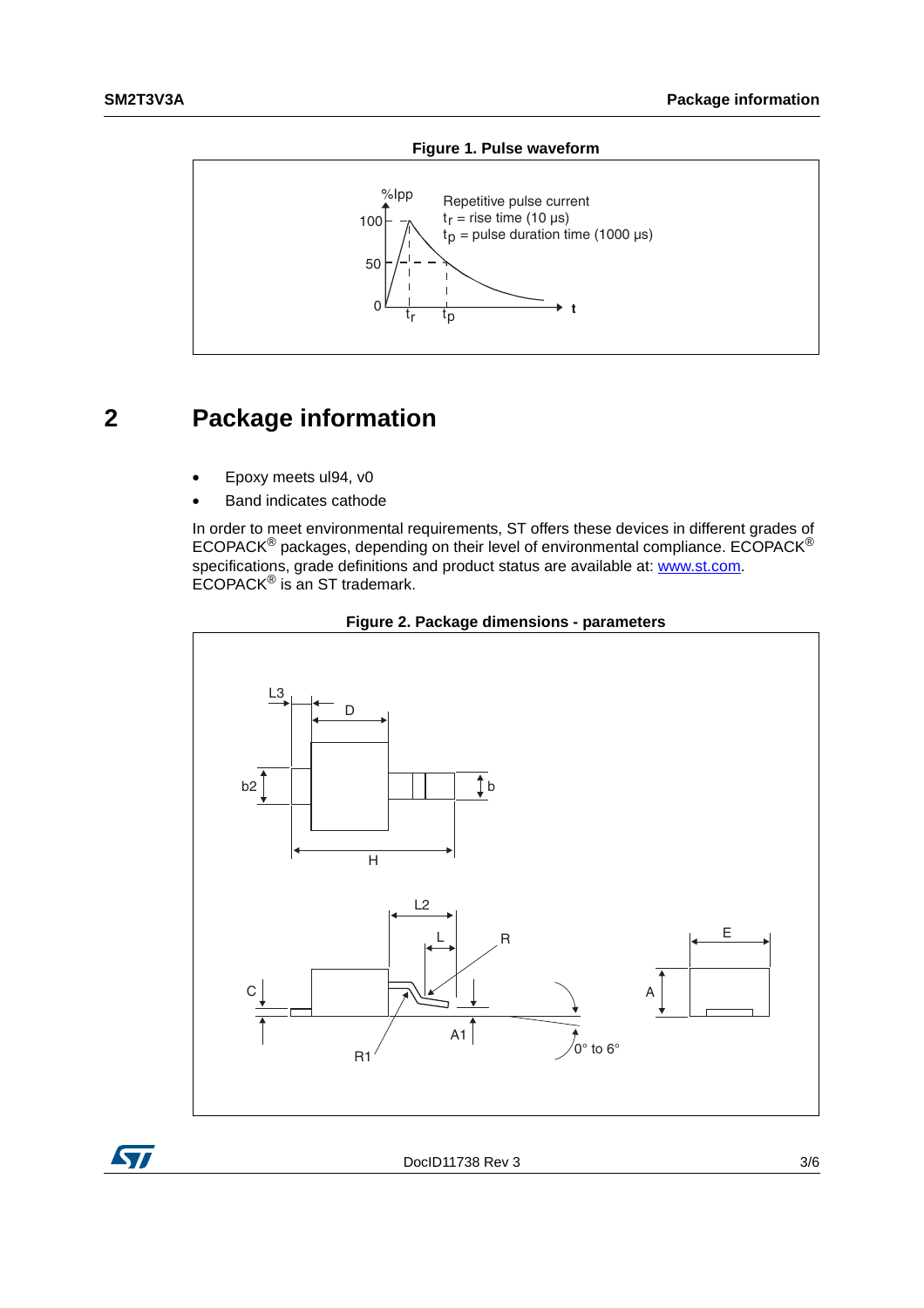**Figure 1. Pulse waveform**

## 2 Package information

- Epoxy meets ul94, v0
- Band indicates cathode

In order to meet environmental requirements, ST offers these devices in different grades of ECOPACK® packages, depending on their level of environmental compliance. ECOPACK® specifications, grade definitions and product status are available at: www.st.com. ECOPACK® is an ST trademark.

**Figure 2. Package dimensions - parameters**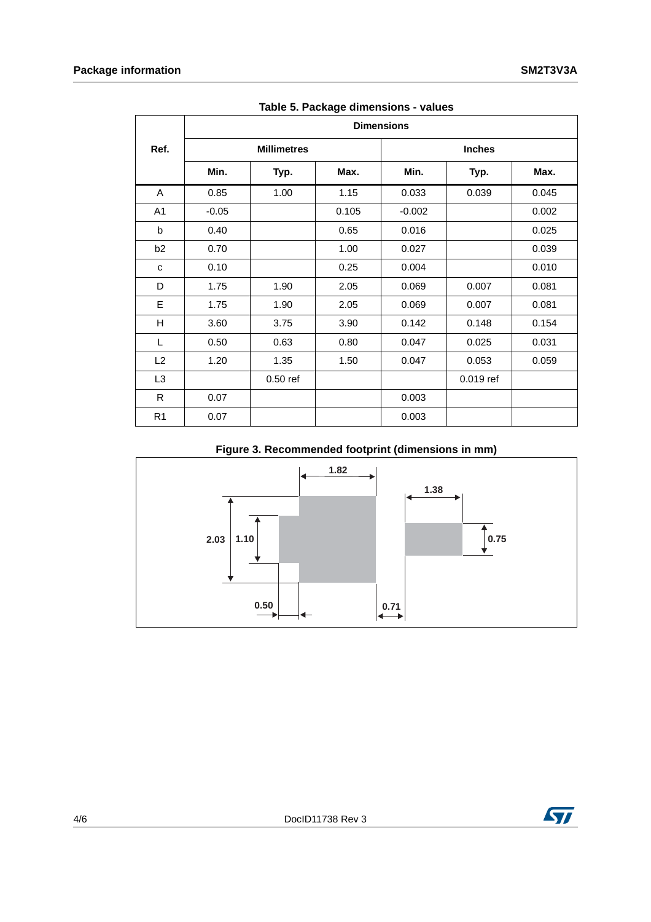**Table 5. Package dimensions - values**

| Ref. | Dimensions | | | | | |
|---|---|---|---|---|---|---|
| | Millimetres | | | Inches | | |
| | Min. | Typ. | Max. | Min. | Typ. | Max. |
| A | 0.85 | 1.00 | 1.15 | 0.033 | 0.039 | 0.045 |
| A1 | -0.05 | | 0.105 | -0.002 | | 0.002 |
| b | 0.40 | | 0.65 | 0.016 | | 0.025 |
| b2 | 0.70 | | 1.00 | 0.027 | | 0.039 |
| c | 0.10 | | 0.25 | 0.004 | | 0.010 |
| D | 1.75 | 1.90 | 2.05 | 0.069 | 0.007 | 0.081 |
| E | 1.75 | 1.90 | 2.05 | 0.069 | 0.007 | 0.081 |
| H | 3.60 | 3.75 | 3.90 | 0.142 | 0.148 | 0.154 |
| L | 0.50 | 0.63 | 0.80 | 0.047 | 0.025 | 0.031 |
| L2 | 1.20 | 1.35 | 1.50 | 0.047 | 0.053 | 0.059 |
| L3 | | 0.50 ref | | | 0.019 ref | |
| R | 0.07 | | | 0.003 | | |
| R1 | 0.07 | | | 0.003 | | |

**Figure 3. Recommended footprint (dimensions in mm)**

1.82, 1.38, 2.03, 1.10, 0.75, 0.50, 0.71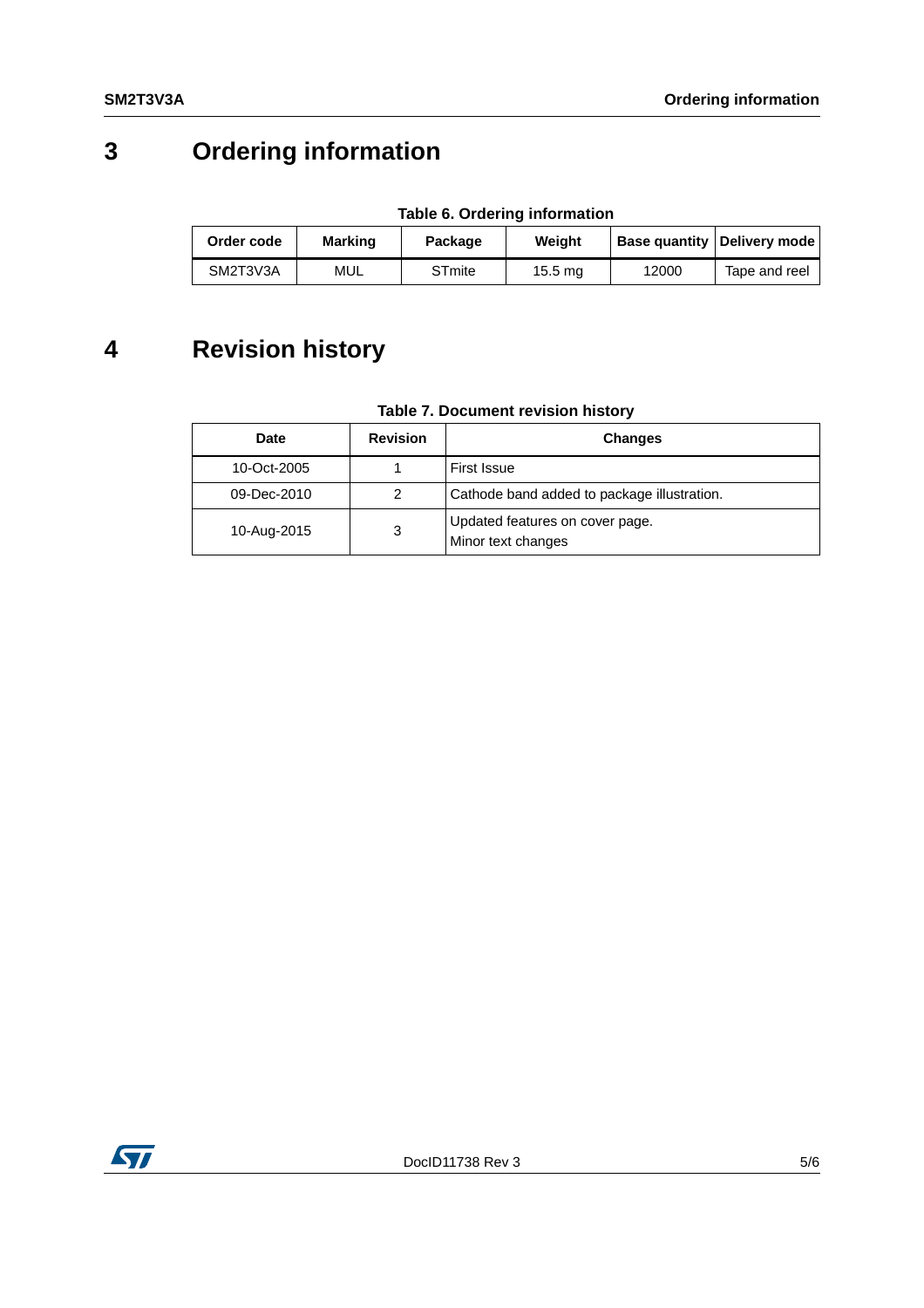# 3 Ordering information

**Table 6. Ordering information**

| Order code | Marking | Package | Weight | Base quantity | Delivery mode |
|---|---|---|---|---|---|
| SM2T3V3A | MUL | STmite | 15.5 mg | 12000 | Tape and reel |

# 4 Revision history

**Table 7. Document revision history**

| Date | Revision | Changes |
|---|---|---|
| 10-Oct-2005 | 1 | First Issue |
| 09-Dec-2010 | 2 | Cathode band added to package illustration. |
| 10-Aug-2015 | 3 | Updated features on cover page.<br>Minor text changes |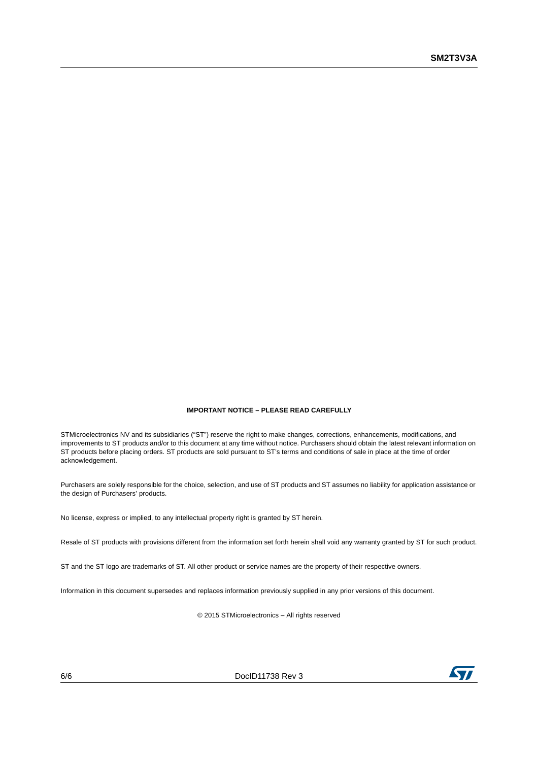**IMPORTANT NOTICE – PLEASE READ CAREFULLY**

STMicroelectronics NV and its subsidiaries (“ST”) reserve the right to make changes, corrections, enhancements, modifications, and improvements to ST products and/or to this document at any time without notice. Purchasers should obtain the latest relevant information on ST products before placing orders. ST products are sold pursuant to ST’s terms and conditions of sale in place at the time of order acknowledgement.

Purchasers are solely responsible for the choice, selection, and use of ST products and ST assumes no liability for application assistance or the design of Purchasers’ products.

No license, express or implied, to any intellectual property right is granted by ST herein.

Resale of ST products with provisions different from the information set forth herein shall void any warranty granted by ST for such product.

ST and the ST logo are trademarks of ST. All other product or service names are the property of their respective owners.

Information in this document supersedes and replaces information previously supplied in any prior versions of this document.

© 2015 STMicroelectronics – All rights reserved